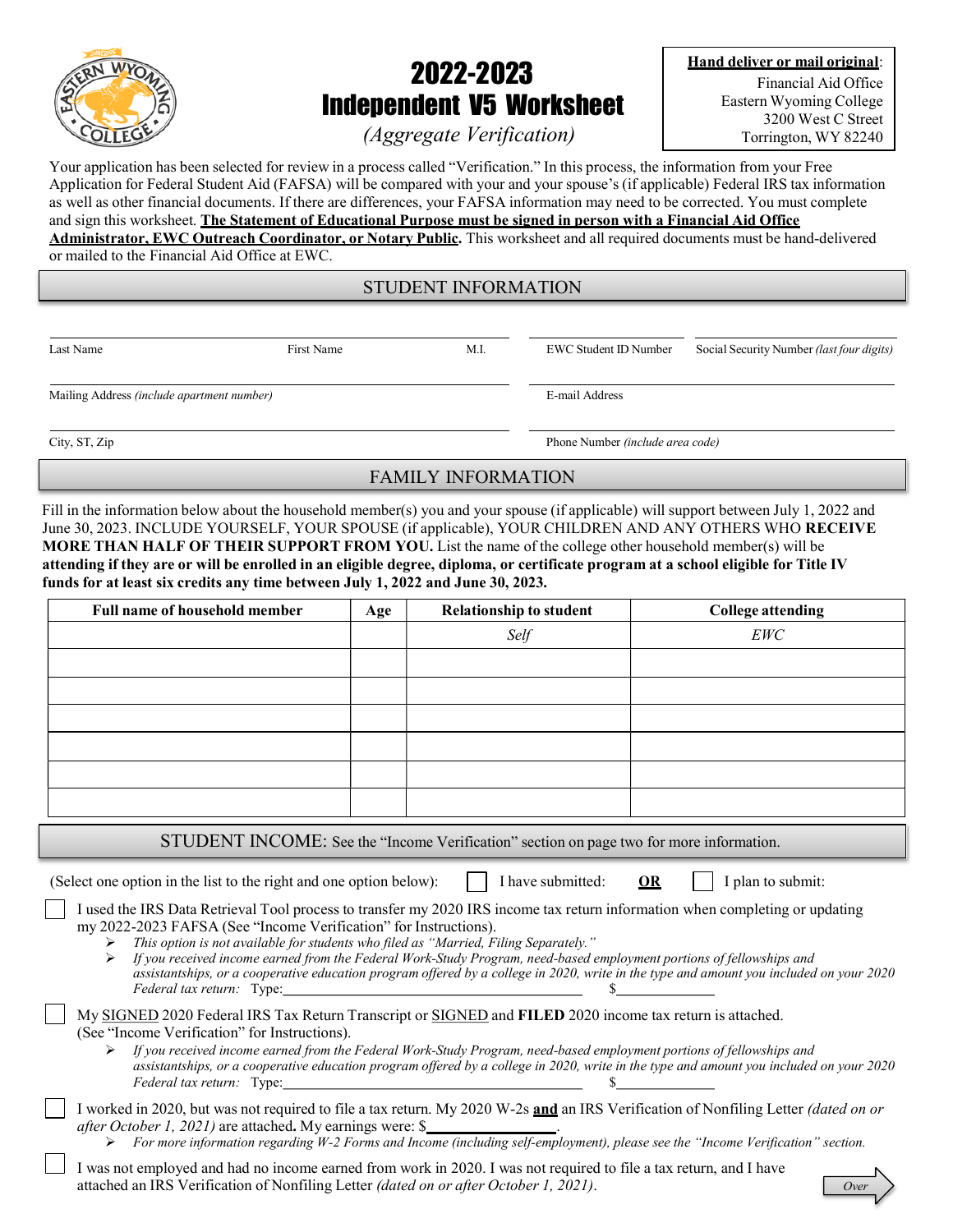# 2022-2023 Independent V5 Worksheet

*(Aggregate Verification)*

**Hand deliver or mail original**:
Financial Aid Office
Eastern Wyoming College
3200 West C Street
Torrington, WY 82240

Your application has been selected for review in a process called "Verification." In this process, the information from your Free Application for Federal Student Aid (FAFSA) will be compared with your and your spouse's (if applicable) Federal IRS tax information as well as other financial documents. If there are differences, your FAFSA information may need to be corrected. You must complete and sign this worksheet. **The Statement of Educational Purpose must be signed in person with a Financial Aid Office Administrator, EWC Outreach Coordinator, or Notary Public.** This worksheet and all required documents must be hand-delivered or mailed to the Financial Aid Office at EWC.

## STUDENT INFORMATION

Last Name ______ First Name ______ M.I. ______ EWC Student ID Number ______ Social Security Number *(last four digits)* ______

Mailing Address *(include apartment number)* ______ E-mail Address ______

City, ST, Zip ______ Phone Number *(include area code)* ______

## FAMILY INFORMATION

Fill in the information below about the household member(s) you and your spouse (if applicable) will support between July 1, 2022 and June 30, 2023. INCLUDE YOURSELF, YOUR SPOUSE (if applicable), YOUR CHILDREN AND ANY OTHERS WHO **RECEIVE MORE THAN HALF OF THEIR SUPPORT FROM YOU.** List the name of the college other household member(s) will be **attending if they are or will be enrolled in an eligible degree, diploma, or certificate program at a school eligible for Title IV funds for at least six credits any time between July 1, 2022 and June 30, 2023.**

| Full name of household member | Age | Relationship to student | College attending |
|---|---|---|---|
| | | *Self* | *EWC* |
| | | | |
| | | | |
| | | | |
| | | | |
| | | | |
| | | | |

## STUDENT INCOME: See the "Income Verification" section on page two for more information.

(Select one option in the list to the right and one option below): ☐ I have submitted: **OR** ☐ I plan to submit:

☐ I used the IRS Data Retrieval Tool process to transfer my 2020 IRS income tax return information when completing or updating my 2022-2023 FAFSA (See "Income Verification" for Instructions).

- *This option is not available for students who filed as "Married, Filing Separately."*
- *If you received income earned from the Federal Work-Study Program, need-based employment portions of fellowships and assistantships, or a cooperative education program offered by a college in 2020, write in the type and amount you included on your 2020 Federal tax return:* Type:______________ $______

☐ My SIGNED 2020 Federal IRS Tax Return Transcript or SIGNED and **FILED** 2020 income tax return is attached. (See "Income Verification" for Instructions).

- *If you received income earned from the Federal Work-Study Program, need-based employment portions of fellowships and assistantships, or a cooperative education program offered by a college in 2020, write in the type and amount you included on your 2020 Federal tax return:* Type:______________ $______

☐ I worked in 2020, but was not required to file a tax return. My 2020 W-2s **and** an IRS Verification of Nonfiling Letter *(dated on or after October 1, 2021)* are attached**.** My earnings were: $______________.

- *For more information regarding W-2 Forms and Income (including self-employment), please see the "Income Verification" section.*

☐ I was not employed and had no income earned from work in 2020. I was not required to file a tax return, and I have attached an IRS Verification of Nonfiling Letter *(dated on or after October 1, 2021)*.

*Over*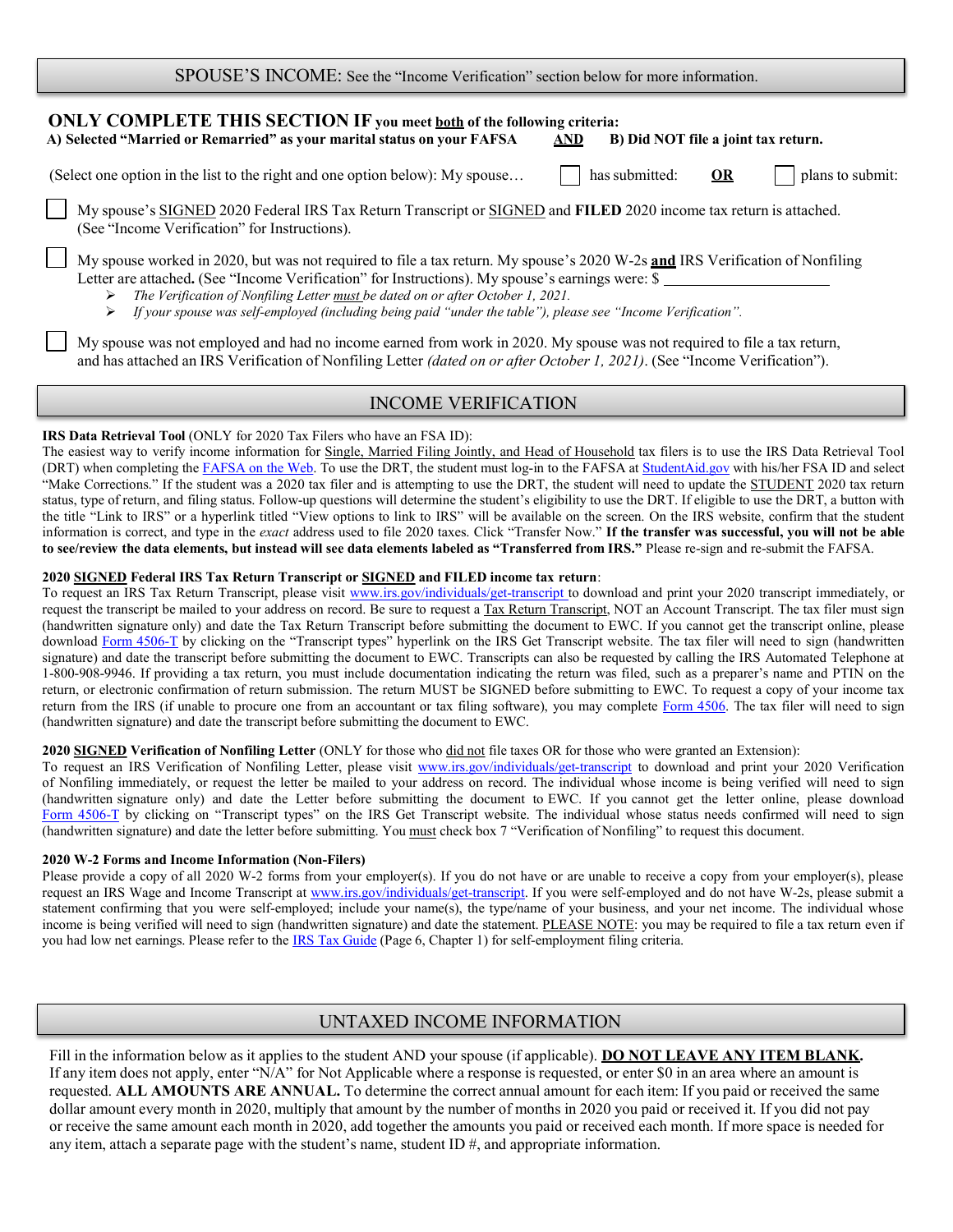## SPOUSE'S INCOME: See the "Income Verification" section below for more information.

**ONLY COMPLETE THIS SECTION IF you meet both of the following criteria:**
**A) Selected "Married or Remarried" as your marital status on your FAFSA AND B) Did NOT file a joint tax return.**

(Select one option in the list to the right and one option below): My spouse… ☐ has submitted: **OR** ☐ plans to submit:

☐ My spouse's SIGNED 2020 Federal IRS Tax Return Transcript or SIGNED and **FILED** 2020 income tax return is attached. (See "Income Verification" for Instructions).

☐ My spouse worked in 2020, but was not required to file a tax return. My spouse's 2020 W-2s **and** IRS Verification of Nonfiling Letter are attached**.** (See "Income Verification" for Instructions). My spouse's earnings were: $ ____________________

- *The Verification of Nonfiling Letter must be dated on or after October 1, 2021.*
- *If your spouse was self-employed (including being paid "under the table"), please see "Income Verification".*

☐ My spouse was not employed and had no income earned from work in 2020. My spouse was not required to file a tax return, and has attached an IRS Verification of Nonfiling Letter *(dated on or after October 1, 2021)*. (See "Income Verification").

## INCOME VERIFICATION

**IRS Data Retrieval Tool** (ONLY for 2020 Tax Filers who have an FSA ID):
The easiest way to verify income information for Single, Married Filing Jointly, and Head of Household tax filers is to use the IRS Data Retrieval Tool (DRT) when completing the FAFSA on the Web. To use the DRT, the student must log-in to the FAFSA at StudentAid.gov with his/her FSA ID and select "Make Corrections." If the student was a 2020 tax filer and is attempting to use the DRT, the student will need to update the STUDENT 2020 tax return status, type of return, and filing status. Follow-up questions will determine the student's eligibility to use the DRT. If eligible to use the DRT, a button with the title "Link to IRS" or a hyperlink titled "View options to link to IRS" will be available on the screen. On the IRS website, confirm that the student information is correct, and type in the *exact* address used to file 2020 taxes. Click "Transfer Now." **If the transfer was successful, you will not be able to see/review the data elements, but instead will see data elements labeled as "Transferred from IRS."** Please re-sign and re-submit the FAFSA.

**2020 SIGNED Federal IRS Tax Return Transcript or SIGNED and FILED income tax return**:
To request an IRS Tax Return Transcript, please visit www.irs.gov/individuals/get-transcript to download and print your 2020 transcript immediately, or request the transcript be mailed to your address on record. Be sure to request a Tax Return Transcript, NOT an Account Transcript. The tax filer must sign (handwritten signature only) and date the Tax Return Transcript before submitting the document to EWC. If you cannot get the transcript online, please download Form 4506-T by clicking on the "Transcript types" hyperlink on the IRS Get Transcript website. The tax filer will need to sign (handwritten signature) and date the transcript before submitting the document to EWC. Transcripts can also be requested by calling the IRS Automated Telephone at 1-800-908-9946. If providing a tax return, you must include documentation indicating the return was filed, such as a preparer's name and PTIN on the return, or electronic confirmation of return submission. The return MUST be SIGNED before submitting to EWC. To request a copy of your income tax return from the IRS (if unable to procure one from an accountant or tax filing software), you may complete Form 4506. The tax filer will need to sign (handwritten signature) and date the transcript before submitting the document to EWC.

**2020 SIGNED Verification of Nonfiling Letter** (ONLY for those who did not file taxes OR for those who were granted an Extension):
To request an IRS Verification of Nonfiling Letter, please visit www.irs.gov/individuals/get-transcript to download and print your 2020 Verification of Nonfiling immediately, or request the letter be mailed to your address on record. The individual whose income is being verified will need to sign (handwritten signature only) and date the Letter before submitting the document to EWC. If you cannot get the letter online, please download Form 4506-T by clicking on "Transcript types" on the IRS Get Transcript website. The individual whose status needs confirmed will need to sign (handwritten signature) and date the letter before submitting. You must check box 7 "Verification of Nonfiling" to request this document.

**2020 W-2 Forms and Income Information (Non-Filers)**
Please provide a copy of all 2020 W-2 forms from your employer(s). If you do not have or are unable to receive a copy from your employer(s), please request an IRS Wage and Income Transcript at www.irs.gov/individuals/get-transcript. If you were self-employed and do not have W-2s, please submit a statement confirming that you were self-employed; include your name(s), the type/name of your business, and your net income. The individual whose income is being verified will need to sign (handwritten signature) and date the statement. PLEASE NOTE: you may be required to file a tax return even if you had low net earnings. Please refer to the IRS Tax Guide (Page 6, Chapter 1) for self-employment filing criteria.

## UNTAXED INCOME INFORMATION

Fill in the information below as it applies to the student AND your spouse (if applicable). **DO NOT LEAVE ANY ITEM BLANK.** If any item does not apply, enter "N/A" for Not Applicable where a response is requested, or enter $0 in an area where an amount is requested. **ALL AMOUNTS ARE ANNUAL.** To determine the correct annual amount for each item: If you paid or received the same dollar amount every month in 2020, multiply that amount by the number of months in 2020 you paid or received it. If you did not pay or receive the same amount each month in 2020, add together the amounts you paid or received each month. If more space is needed for any item, attach a separate page with the student's name, student ID #, and appropriate information.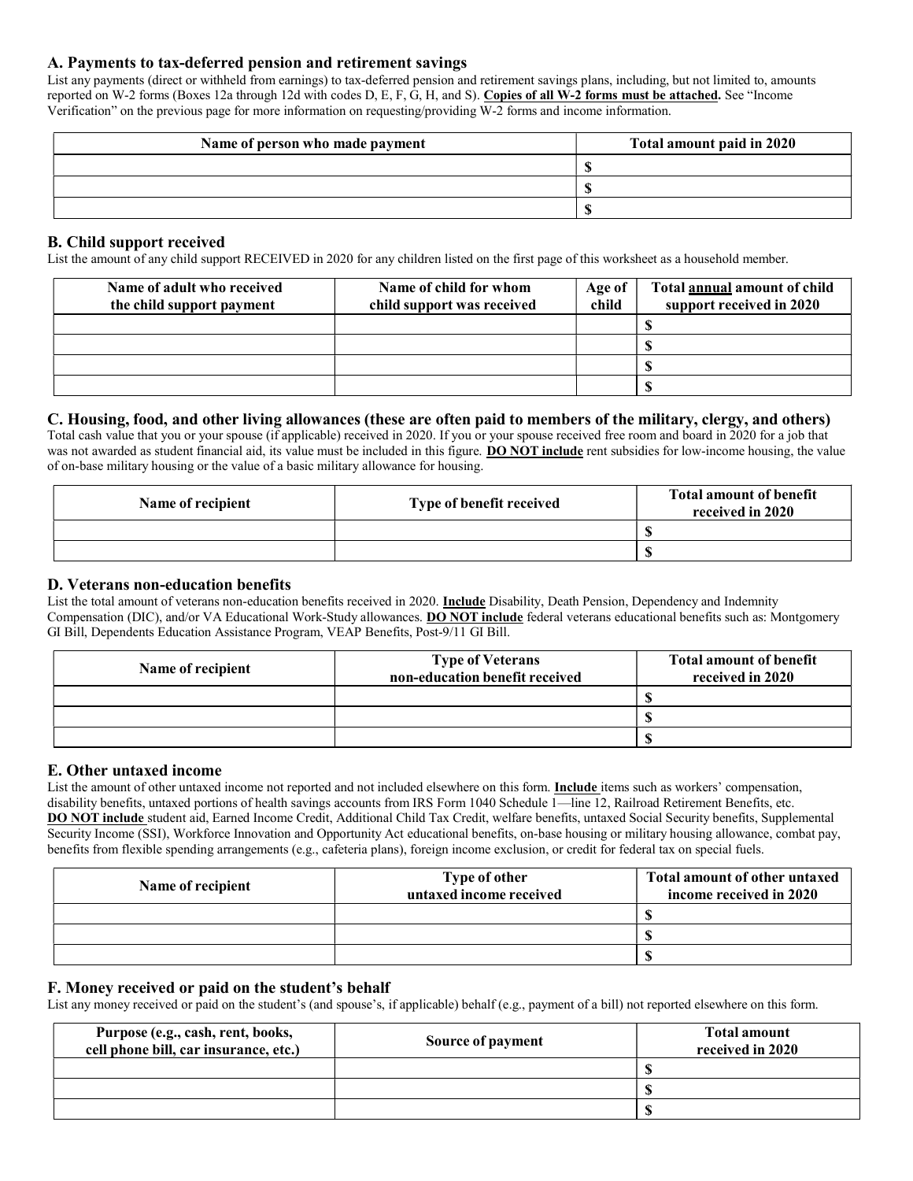### A. Payments to tax-deferred pension and retirement savings

List any payments (direct or withheld from earnings) to tax-deferred pension and retirement savings plans, including, but not limited to, amounts reported on W-2 forms (Boxes 12a through 12d with codes D, E, F, G, H, and S). **Copies of all W-2 forms must be attached.** See "Income Verification" on the previous page for more information on requesting/providing W-2 forms and income information.

| Name of person who made payment | Total amount paid in 2020 |
|---|---|
| | $ |
| | $ |
| | $ |

### B. Child support received

List the amount of any child support RECEIVED in 2020 for any children listed on the first page of this worksheet as a household member.

| Name of adult who received the child support payment | Name of child for whom child support was received | Age of child | Total **annual** amount of child support received in 2020 |
|---|---|---|---|
| | | | $ |
| | | | $ |
| | | | $ |
| | | | $ |

### C. Housing, food, and other living allowances (these are often paid to members of the military, clergy, and others)

Total cash value that you or your spouse (if applicable) received in 2020. If you or your spouse received free room and board in 2020 for a job that was not awarded as student financial aid, its value must be included in this figure. **DO NOT include** rent subsidies for low-income housing, the value of on-base military housing or the value of a basic military allowance for housing.

| Name of recipient | Type of benefit received | Total amount of benefit received in 2020 |
|---|---|---|
| | | $ |
| | | $ |

### D. Veterans non-education benefits

List the total amount of veterans non-education benefits received in 2020. **Include** Disability, Death Pension, Dependency and Indemnity Compensation (DIC), and/or VA Educational Work-Study allowances. **DO NOT include** federal veterans educational benefits such as: Montgomery GI Bill, Dependents Education Assistance Program, VEAP Benefits, Post-9/11 GI Bill.

| Name of recipient | Type of Veterans non-education benefit received | Total amount of benefit received in 2020 |
|---|---|---|
| | | $ |
| | | $ |
| | | $ |

### E. Other untaxed income

List the amount of other untaxed income not reported and not included elsewhere on this form. **Include** items such as workers' compensation, disability benefits, untaxed portions of health savings accounts from IRS Form 1040 Schedule 1—line 12, Railroad Retirement Benefits, etc. **DO NOT include** student aid, Earned Income Credit, Additional Child Tax Credit, welfare benefits, untaxed Social Security benefits, Supplemental Security Income (SSI), Workforce Innovation and Opportunity Act educational benefits, on-base housing or military housing allowance, combat pay, benefits from flexible spending arrangements (e.g., cafeteria plans), foreign income exclusion, or credit for federal tax on special fuels.

| Name of recipient | Type of other untaxed income received | Total amount of other untaxed income received in 2020 |
|---|---|---|
| | | $ |
| | | $ |
| | | $ |

### F. Money received or paid on the student's behalf

List any money received or paid on the student's (and spouse's, if applicable) behalf (e.g., payment of a bill) not reported elsewhere on this form.

| Purpose (e.g., cash, rent, books, cell phone bill, car insurance, etc.) | Source of payment | Total amount received in 2020 |
|---|---|---|
| | | $ |
| | | $ |
| | | $ |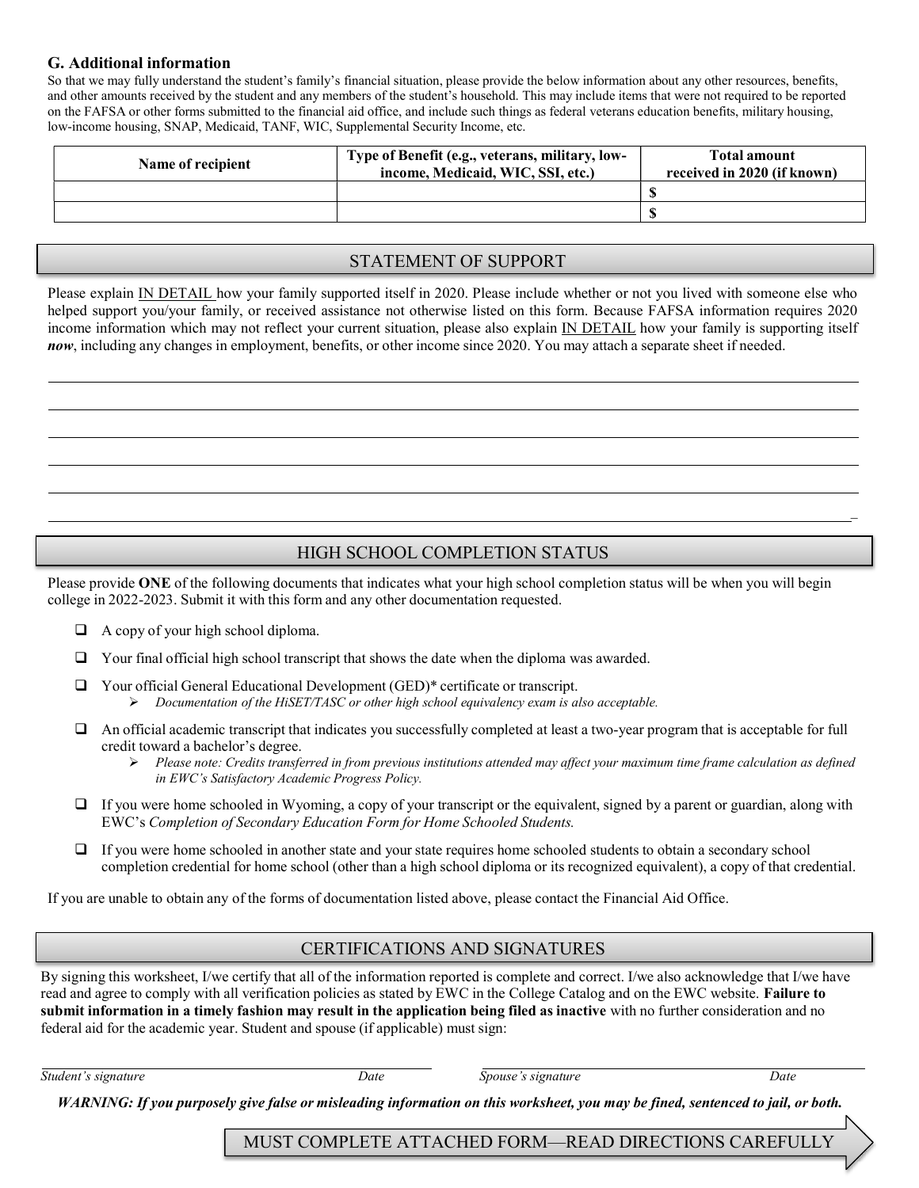### G. Additional information

So that we may fully understand the student's family's financial situation, please provide the below information about any other resources, benefits, and other amounts received by the student and any members of the student's household. This may include items that were not required to be reported on the FAFSA or other forms submitted to the financial aid office, and include such things as federal veterans education benefits, military housing, low-income housing, SNAP, Medicaid, TANF, WIC, Supplemental Security Income, etc.

| Name of recipient | Type of Benefit (e.g., veterans, military, low-income, Medicaid, WIC, SSI, etc.) | Total amount received in 2020 (if known) |
|---|---|---|
| | | $ |
| | | $ |

## STATEMENT OF SUPPORT

Please explain IN DETAIL how your family supported itself in 2020. Please include whether or not you lived with someone else who helped support you/your family, or received assistance not otherwise listed on this form. Because FAFSA information requires 2020 income information which may not reflect your current situation, please also explain IN DETAIL how your family is supporting itself ***now***, including any changes in employment, benefits, or other income since 2020. You may attach a separate sheet if needed.

______________________________________________________________________

______________________________________________________________________

______________________________________________________________________

______________________________________________________________________

______________________________________________________________________

______________________________________________________________________

## HIGH SCHOOL COMPLETION STATUS

Please provide **ONE** of the following documents that indicates what your high school completion status will be when you will begin college in 2022-2023. Submit it with this form and any other documentation requested.

- ☐ A copy of your high school diploma.
- ☐ Your final official high school transcript that shows the date when the diploma was awarded.
- ☐ Your official General Educational Development (GED)* certificate or transcript.
  - *Documentation of the HiSET/TASC or other high school equivalency exam is also acceptable.*
- ☐ An official academic transcript that indicates you successfully completed at least a two-year program that is acceptable for full credit toward a bachelor's degree.
  - *Please note: Credits transferred in from previous institutions attended may affect your maximum time frame calculation as defined in EWC's Satisfactory Academic Progress Policy.*
- ☐ If you were home schooled in Wyoming, a copy of your transcript or the equivalent, signed by a parent or guardian, along with EWC's *Completion of Secondary Education Form for Home Schooled Students.*
- ☐ If you were home schooled in another state and your state requires home schooled students to obtain a secondary school completion credential for home school (other than a high school diploma or its recognized equivalent), a copy of that credential.

If you are unable to obtain any of the forms of documentation listed above, please contact the Financial Aid Office.

## CERTIFICATIONS AND SIGNATURES

By signing this worksheet, I/we certify that all of the information reported is complete and correct. I/we also acknowledge that I/we have read and agree to comply with all verification policies as stated by EWC in the College Catalog and on the EWC website. **Failure to submit information in a timely fashion may result in the application being filed as inactive** with no further consideration and no federal aid for the academic year. Student and spouse (if applicable) must sign:

| | | | |
|---|---|---|---|
| *Student's signature* | *Date* | *Spouse's signature* | *Date* |

***WARNING: If you purposely give false or misleading information on this worksheet, you may be fined, sentenced to jail, or both.***

MUST COMPLETE ATTACHED FORM—READ DIRECTIONS CAREFULLY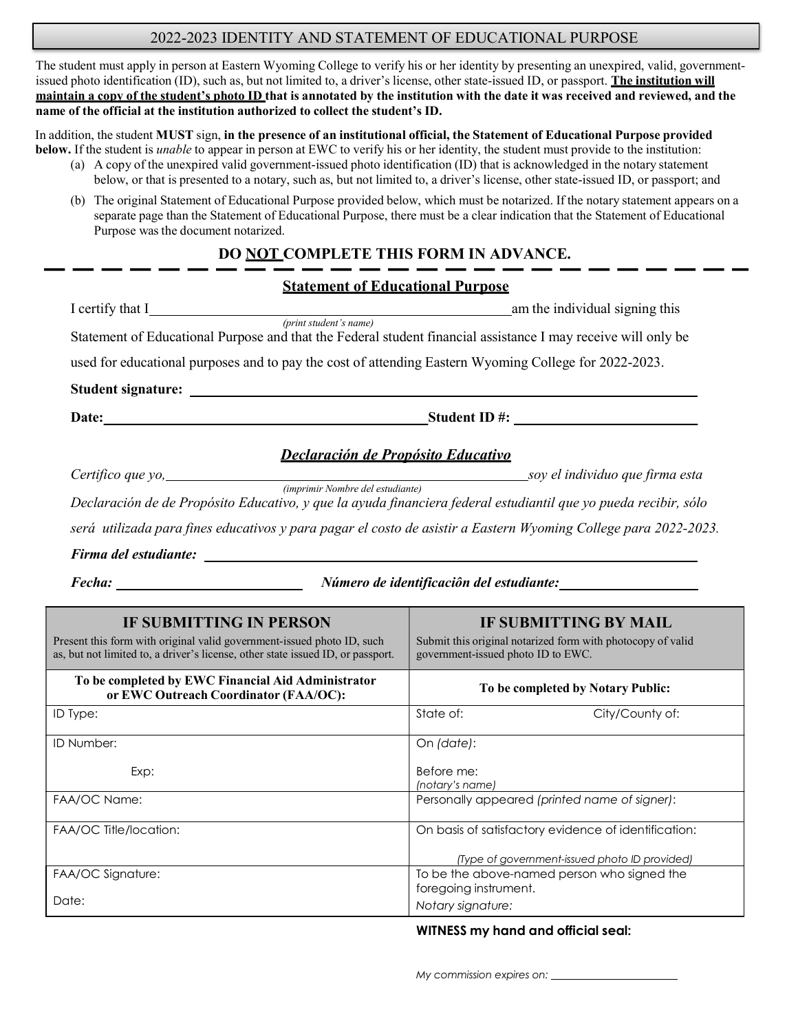# 2022-2023 IDENTITY AND STATEMENT OF EDUCATIONAL PURPOSE

The student must apply in person at Eastern Wyoming College to verify his or her identity by presenting an unexpired, valid, government-issued photo identification (ID), such as, but not limited to, a driver's license, other state-issued ID, or passport. **The institution will maintain a copy of the student's photo ID that is annotated by the institution with the date it was received and reviewed, and the name of the official at the institution authorized to collect the student's ID.**

In addition, the student **MUST** sign, **in the presence of an institutional official, the Statement of Educational Purpose provided below.** If the student is *unable* to appear in person at EWC to verify his or her identity, the student must provide to the institution:

(a) A copy of the unexpired valid government-issued photo identification (ID) that is acknowledged in the notary statement below, or that is presented to a notary, such as, but not limited to, a driver's license, other state-issued ID, or passport; and

(b) The original Statement of Educational Purpose provided below, which must be notarized. If the notary statement appears on a separate page than the Statement of Educational Purpose, there must be a clear indication that the Statement of Educational Purpose was the document notarized.

## DO NOT COMPLETE THIS FORM IN ADVANCE.

### Statement of Educational Purpose

I certify that I ______________________________ am the individual signing this
*(print student's name)*

Statement of Educational Purpose and that the Federal student financial assistance I may receive will only be used for educational purposes and to pay the cost of attending Eastern Wyoming College for 2022-2023.

**Student signature:** ______________________________

**Date:** ______________________ **Student ID #:** ______________________

### *Declaración de Propósito Educativo*

*Certifico que yo,* ______________________________ *soy el individuo que firma esta*
*(imprimir Nombre del estudiante)*

*Declaración de de Propósito Educativo, y que la ayuda financiera federal estudiantil que yo pueda recibir, sólo será utilizada para fines educativos y para pagar el costo de asistir a Eastern Wyoming College para 2022-2023.*

***Firma del estudiante:*** ______________________________

***Fecha:*** ______________________ ***Número de identificaciôn del estudiante:*** ______________________

| **IF SUBMITTING IN PERSON**<br>Present this form with original valid government-issued photo ID, such as, but not limited to, a driver's license, other state issued ID, or passport. | **IF SUBMITTING BY MAIL**<br>Submit this original notarized form with photocopy of valid government-issued photo ID to EWC. |
|---|---|
| **To be completed by EWC Financial Aid Administrator or EWC Outreach Coordinator (FAA/OC):** | **To be completed by Notary Public:** |
| ID Type: | State of: City/County of: |
| ID Number:<br>Exp: | On *(date)*:<br>Before me:<br>*(notary's name)* |
| FAA/OC Name: | Personally appeared *(printed name of signer)*: |
| FAA/OC Title/location: | On basis of satisfactory evidence of identification:<br>*(Type of government-issued photo ID provided)* |
| FAA/OC Signature:<br>Date: | To be the above-named person who signed the foregoing instrument.<br>*Notary signature:* |

**WITNESS my hand and official seal:**

*My commission expires on:* ______________________